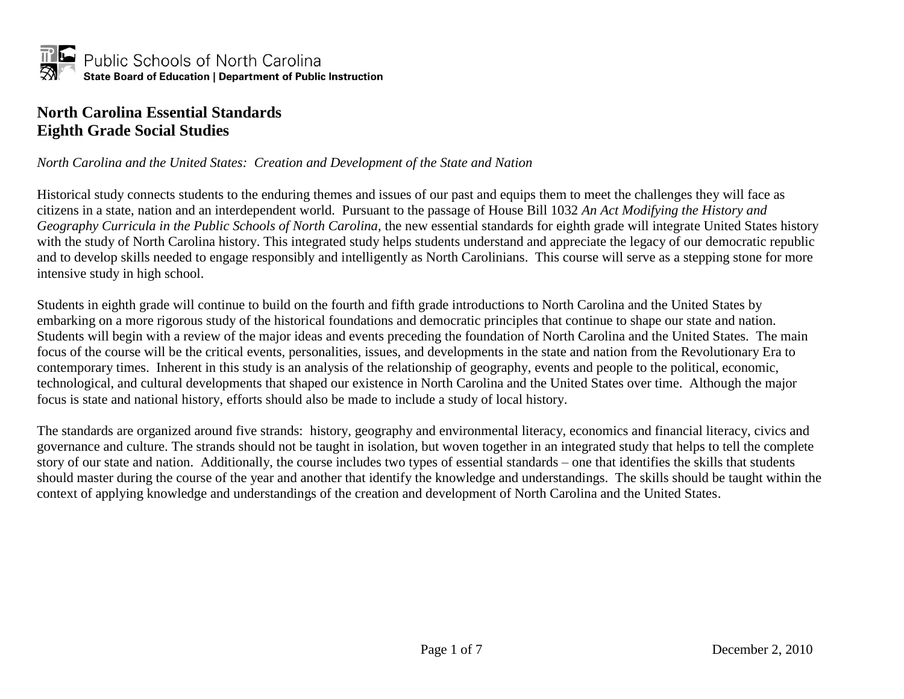Public Schools of North Carolina
**State Board of Education | Department of Public Instruction**

# North Carolina Essential Standards
# Eighth Grade Social Studies

*North Carolina and the United States: Creation and Development of the State and Nation*

Historical study connects students to the enduring themes and issues of our past and equips them to meet the challenges they will face as citizens in a state, nation and an interdependent world. Pursuant to the passage of House Bill 1032 *An Act Modifying the History and Geography Curricula in the Public Schools of North Carolina*, the new essential standards for eighth grade will integrate United States history with the study of North Carolina history. This integrated study helps students understand and appreciate the legacy of our democratic republic and to develop skills needed to engage responsibly and intelligently as North Carolinians. This course will serve as a stepping stone for more intensive study in high school.

Students in eighth grade will continue to build on the fourth and fifth grade introductions to North Carolina and the United States by embarking on a more rigorous study of the historical foundations and democratic principles that continue to shape our state and nation. Students will begin with a review of the major ideas and events preceding the foundation of North Carolina and the United States. The main focus of the course will be the critical events, personalities, issues, and developments in the state and nation from the Revolutionary Era to contemporary times. Inherent in this study is an analysis of the relationship of geography, events and people to the political, economic, technological, and cultural developments that shaped our existence in North Carolina and the United States over time. Although the major focus is state and national history, efforts should also be made to include a study of local history.

The standards are organized around five strands: history, geography and environmental literacy, economics and financial literacy, civics and governance and culture. The strands should not be taught in isolation, but woven together in an integrated study that helps to tell the complete story of our state and nation. Additionally, the course includes two types of essential standards – one that identifies the skills that students should master during the course of the year and another that identify the knowledge and understandings. The skills should be taught within the context of applying knowledge and understandings of the creation and development of North Carolina and the United States.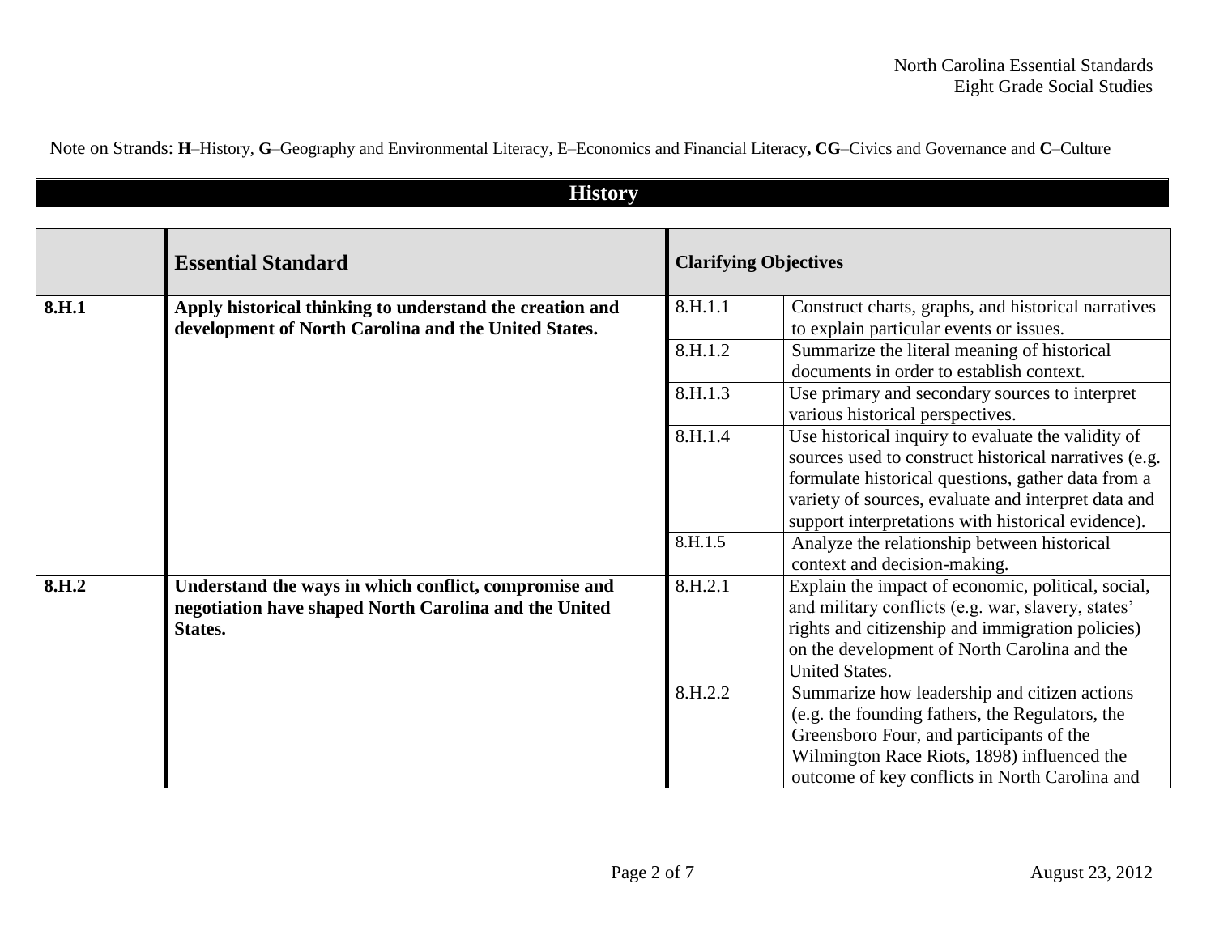Note on Strands: **H**–History, **G**–Geography and Environmental Literacy, E–Economics and Financial Literacy**, CG**–Civics and Governance and **C**–Culture

## History

| | **Essential Standard** | **Clarifying Objectives** | |
|---|---|---|---|
| **8.H.1** | **Apply historical thinking to understand the creation and development of North Carolina and the United States.** | 8.H.1.1 | Construct charts, graphs, and historical narratives to explain particular events or issues. |
| | | 8.H.1.2 | Summarize the literal meaning of historical documents in order to establish context. |
| | | 8.H.1.3 | Use primary and secondary sources to interpret various historical perspectives. |
| | | 8.H.1.4 | Use historical inquiry to evaluate the validity of sources used to construct historical narratives (e.g. formulate historical questions, gather data from a variety of sources, evaluate and interpret data and support interpretations with historical evidence). |
| | | 8.H.1.5 | Analyze the relationship between historical context and decision-making. |
| **8.H.2** | **Understand the ways in which conflict, compromise and negotiation have shaped North Carolina and the United States.** | 8.H.2.1 | Explain the impact of economic, political, social, and military conflicts (e.g. war, slavery, states' rights and citizenship and immigration policies) on the development of North Carolina and the United States. |
| | | 8.H.2.2 | Summarize how leadership and citizen actions (e.g. the founding fathers, the Regulators, the Greensboro Four, and participants of the Wilmington Race Riots, 1898) influenced the outcome of key conflicts in North Carolina and |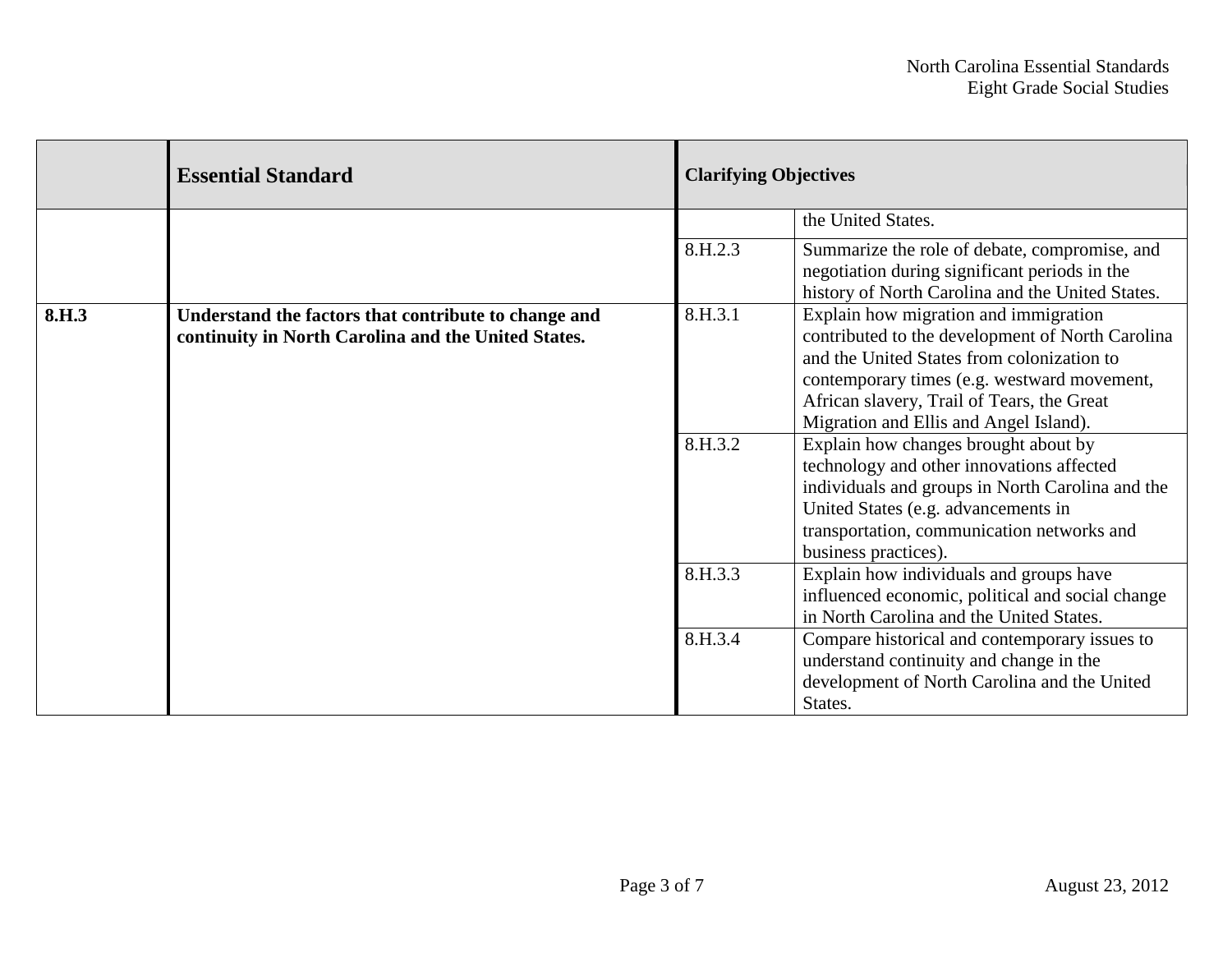| | Essential Standard | Clarifying Objectives | |
|---|---|---|---|
| | | | the United States. |
| | | 8.H.2.3 | Summarize the role of debate, compromise, and negotiation during significant periods in the history of North Carolina and the United States. |
| **8.H.3** | **Understand the factors that contribute to change and continuity in North Carolina and the United States.** | 8.H.3.1 | Explain how migration and immigration contributed to the development of North Carolina and the United States from colonization to contemporary times (e.g. westward movement, African slavery, Trail of Tears, the Great Migration and Ellis and Angel Island). |
| | | 8.H.3.2 | Explain how changes brought about by technology and other innovations affected individuals and groups in North Carolina and the United States (e.g. advancements in transportation, communication networks and business practices). |
| | | 8.H.3.3 | Explain how individuals and groups have influenced economic, political and social change in North Carolina and the United States. |
| | | 8.H.3.4 | Compare historical and contemporary issues to understand continuity and change in the development of North Carolina and the United States. |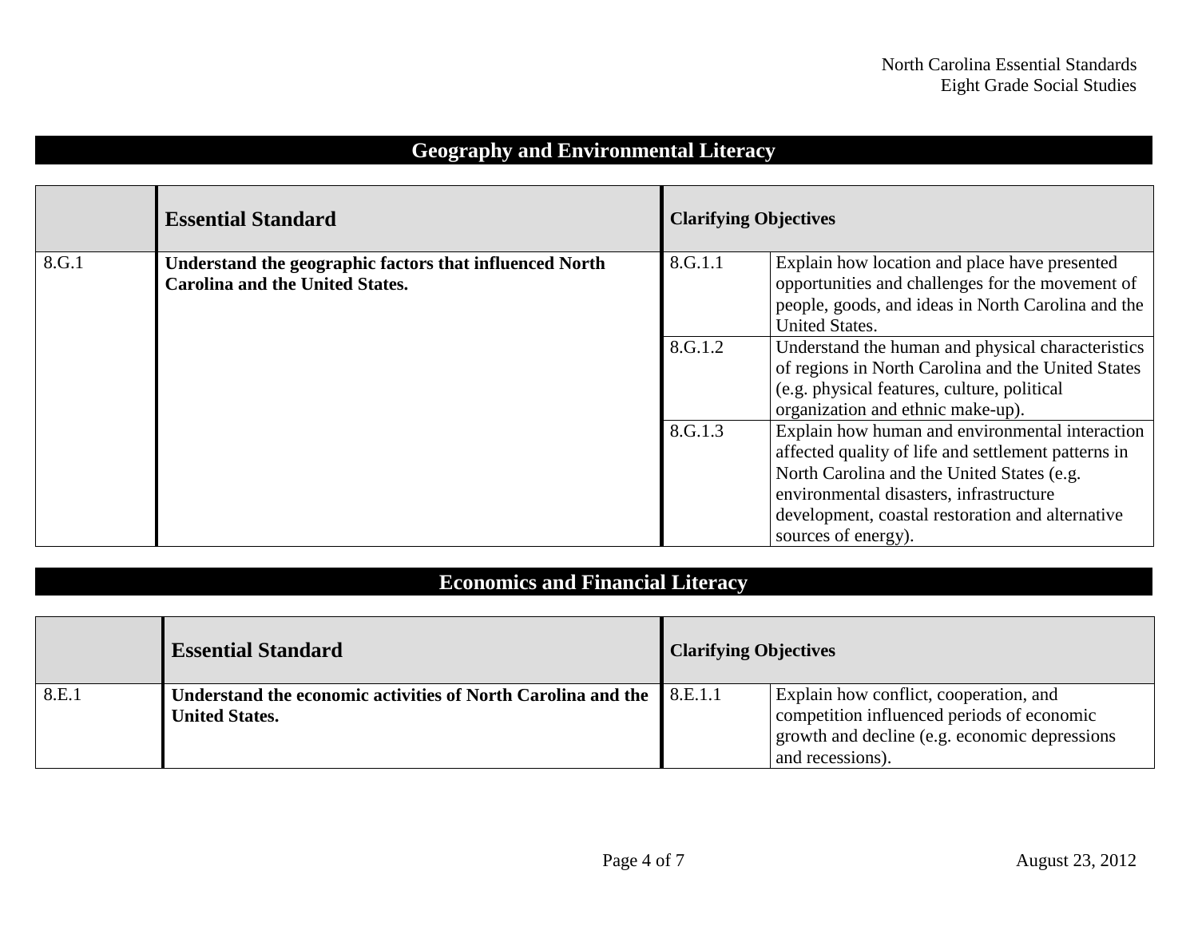## Geography and Environmental Literacy

| | Essential Standard | Clarifying Objectives | |
|---|---|---|---|
| 8.G.1 | **Understand the geographic factors that influenced North Carolina and the United States.** | 8.G.1.1 | Explain how location and place have presented opportunities and challenges for the movement of people, goods, and ideas in North Carolina and the United States. |
| | | 8.G.1.2 | Understand the human and physical characteristics of regions in North Carolina and the United States (e.g. physical features, culture, political organization and ethnic make-up). |
| | | 8.G.1.3 | Explain how human and environmental interaction affected quality of life and settlement patterns in North Carolina and the United States (e.g. environmental disasters, infrastructure development, coastal restoration and alternative sources of energy). |

## Economics and Financial Literacy

| | Essential Standard | Clarifying Objectives | |
|---|---|---|---|
| 8.E.1 | **Understand the economic activities of North Carolina and the United States.** | 8.E.1.1 | Explain how conflict, cooperation, and competition influenced periods of economic growth and decline (e.g. economic depressions and recessions). |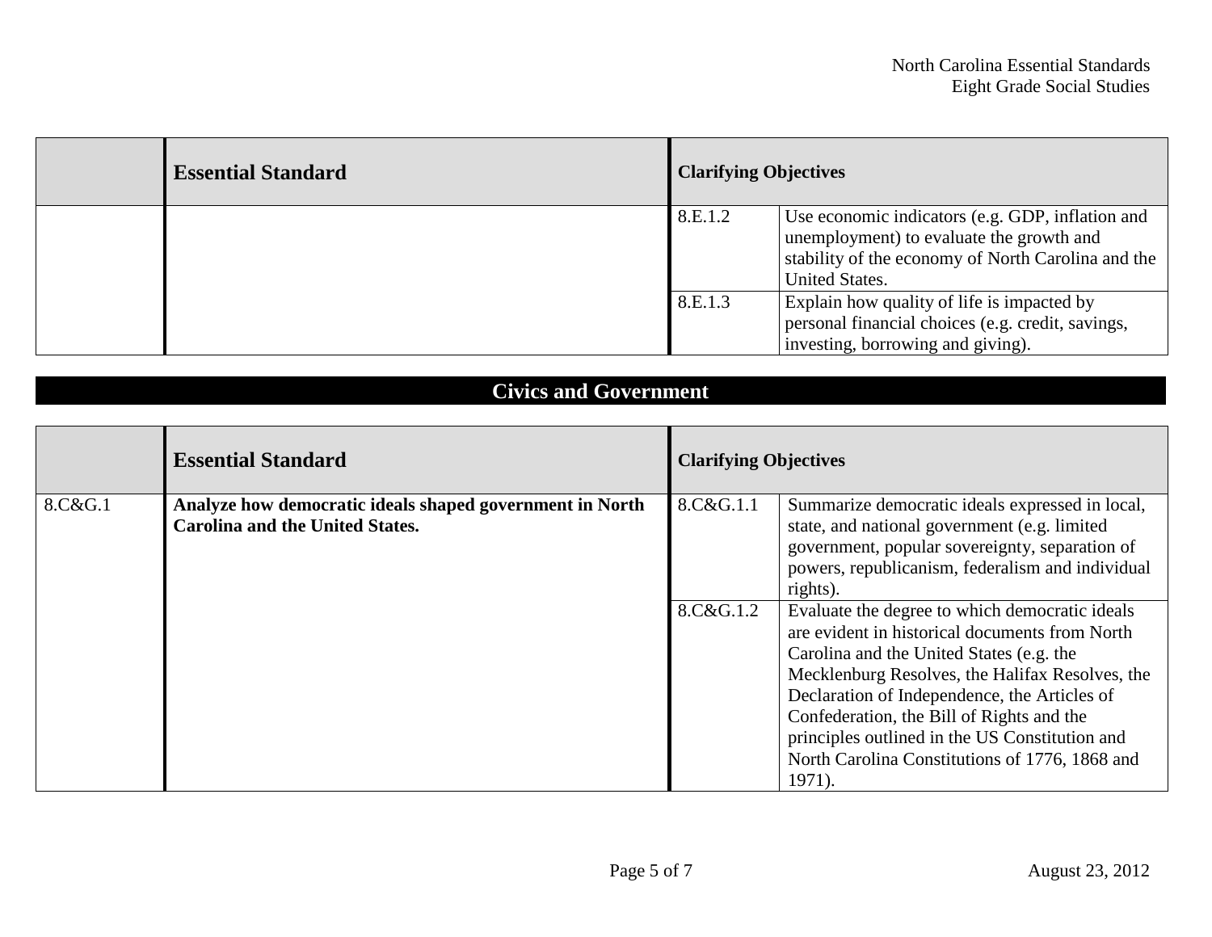| | Essential Standard | Clarifying Objectives | |
|---|---|---|---|
| | | 8.E.1.2 | Use economic indicators (e.g. GDP, inflation and unemployment) to evaluate the growth and stability of the economy of North Carolina and the United States. |
| | | 8.E.1.3 | Explain how quality of life is impacted by personal financial choices (e.g. credit, savings, investing, borrowing and giving). |

## Civics and Government

| | Essential Standard | Clarifying Objectives | |
|---|---|---|---|
| 8.C&G.1 | **Analyze how democratic ideals shaped government in North Carolina and the United States.** | 8.C&G.1.1 | Summarize democratic ideals expressed in local, state, and national government (e.g. limited government, popular sovereignty, separation of powers, republicanism, federalism and individual rights). |
| | | 8.C&G.1.2 | Evaluate the degree to which democratic ideals are evident in historical documents from North Carolina and the United States (e.g. the Mecklenburg Resolves, the Halifax Resolves, the Declaration of Independence, the Articles of Confederation, the Bill of Rights and the principles outlined in the US Constitution and North Carolina Constitutions of 1776, 1868 and 1971). |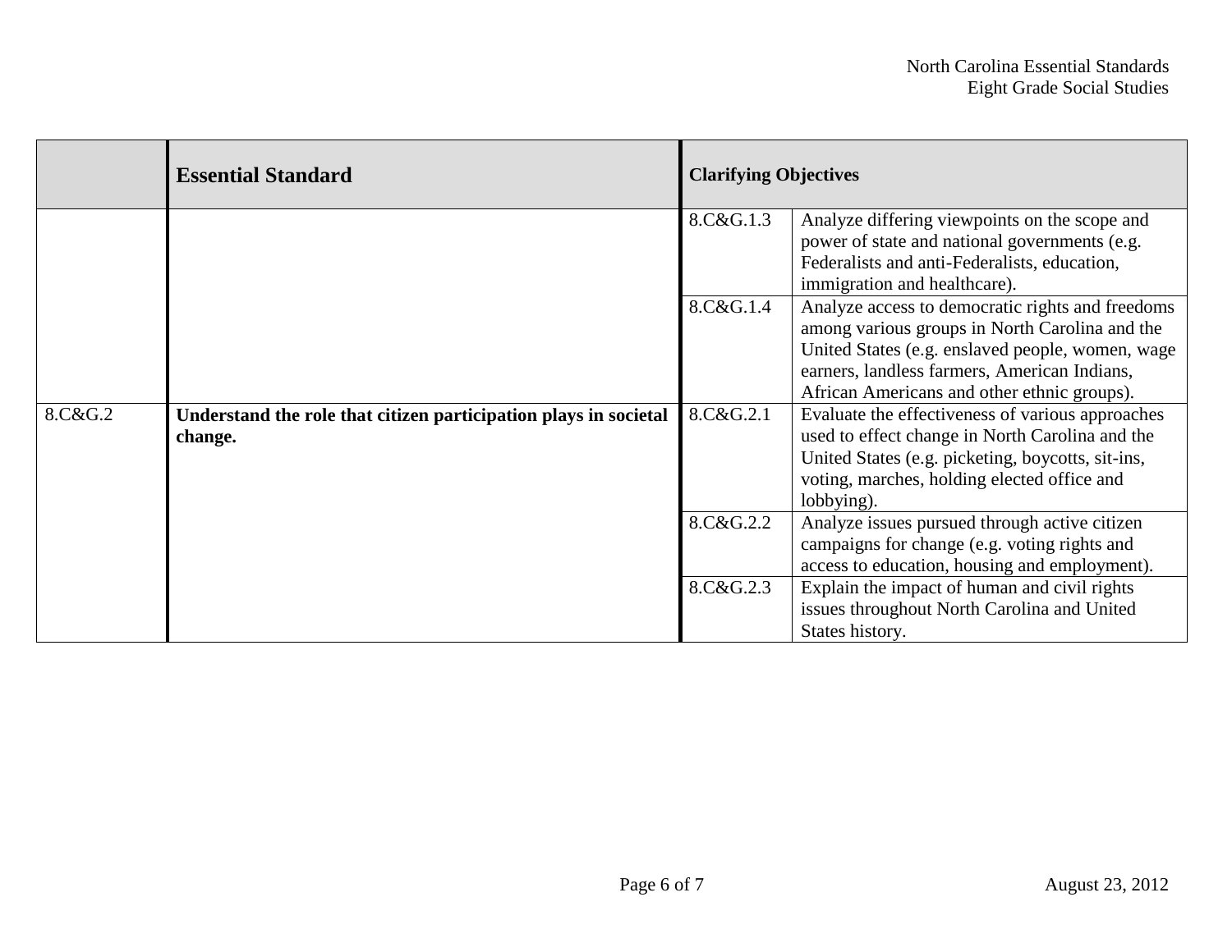| | Essential Standard | Clarifying Objectives | |
|---|---|---|---|
| | | 8.C&G.1.3 | Analyze differing viewpoints on the scope and power of state and national governments (e.g. Federalists and anti-Federalists, education, immigration and healthcare). |
| | | 8.C&G.1.4 | Analyze access to democratic rights and freedoms among various groups in North Carolina and the United States (e.g. enslaved people, women, wage earners, landless farmers, American Indians, African Americans and other ethnic groups). |
| 8.C&G.2 | **Understand the role that citizen participation plays in societal change.** | 8.C&G.2.1 | Evaluate the effectiveness of various approaches used to effect change in North Carolina and the United States (e.g. picketing, boycotts, sit-ins, voting, marches, holding elected office and lobbying). |
| | | 8.C&G.2.2 | Analyze issues pursued through active citizen campaigns for change (e.g. voting rights and access to education, housing and employment). |
| | | 8.C&G.2.3 | Explain the impact of human and civil rights issues throughout North Carolina and United States history. |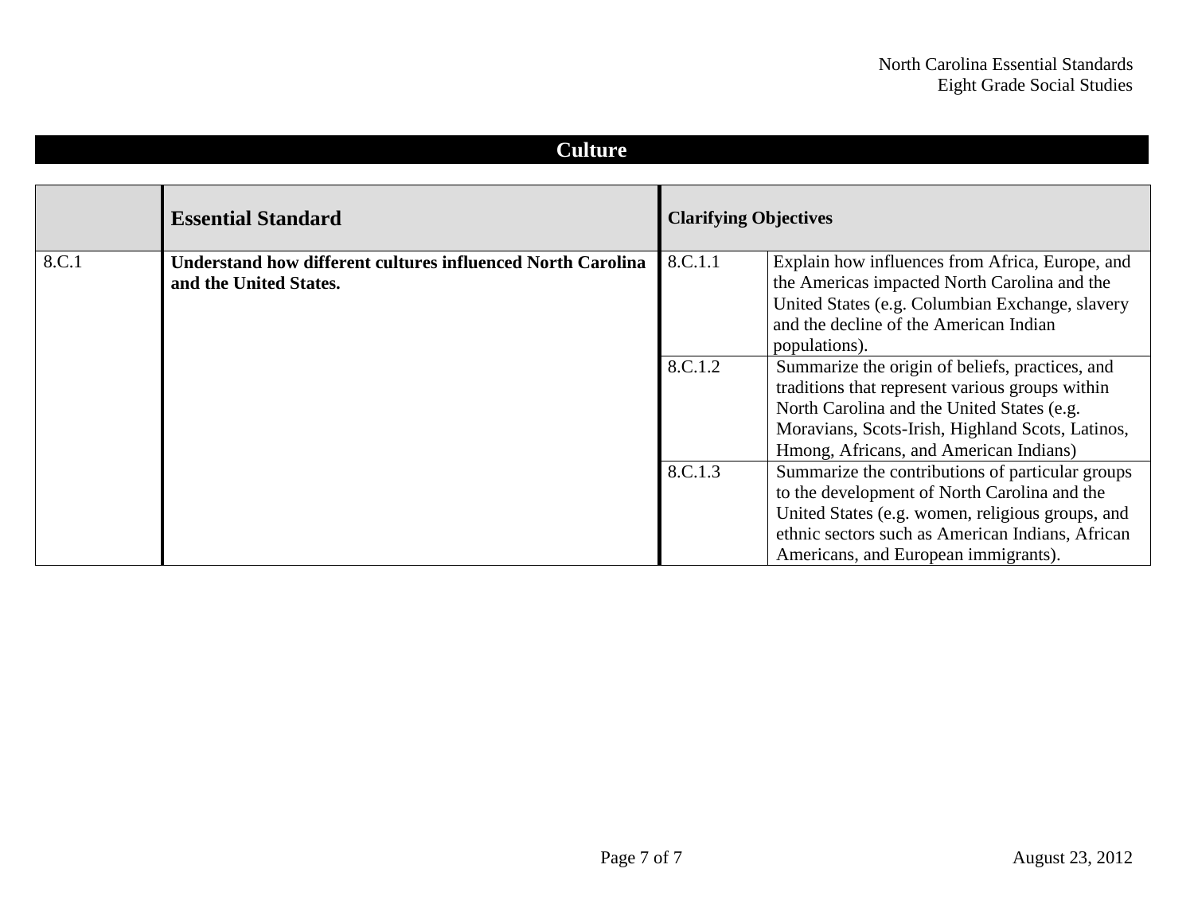## Culture

| | Essential Standard | Clarifying Objectives | |
|---|---|---|---|
| 8.C.1 | **Understand how different cultures influenced North Carolina and the United States.** | 8.C.1.1 | Explain how influences from Africa, Europe, and the Americas impacted North Carolina and the United States (e.g. Columbian Exchange, slavery and the decline of the American Indian populations). |
| | | 8.C.1.2 | Summarize the origin of beliefs, practices, and traditions that represent various groups within North Carolina and the United States (e.g. Moravians, Scots-Irish, Highland Scots, Latinos, Hmong, Africans, and American Indians) |
| | | 8.C.1.3 | Summarize the contributions of particular groups to the development of North Carolina and the United States (e.g. women, religious groups, and ethnic sectors such as American Indians, African Americans, and European immigrants). |